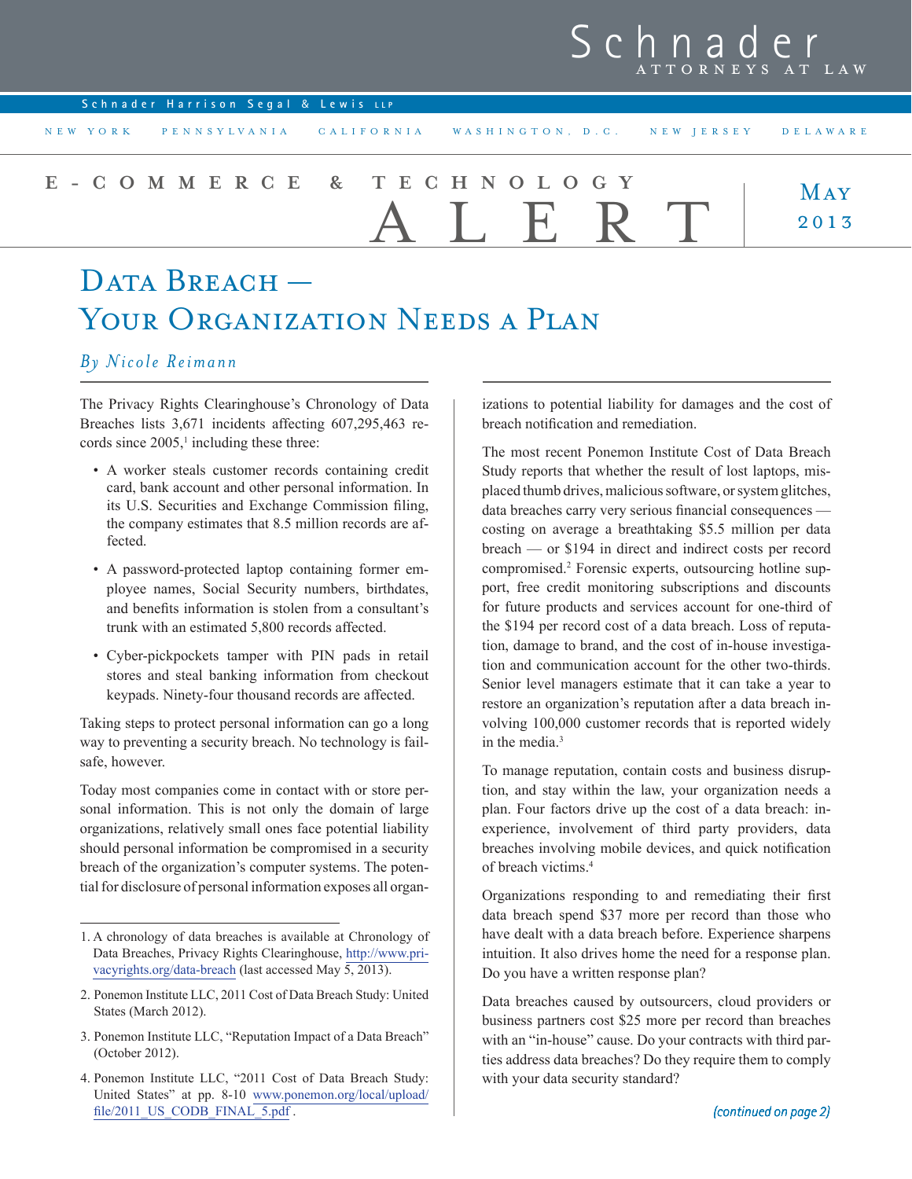Schnader
ATTORNEYS AT LAW

Schnader Harrison Segal & Lewis LLP

NEW YORK PENNSYLVANIA CALIFORNIA WASHINGTON, D.C. NEW JERSEY DELAWARE

E-COMMERCE & TECHNOLOGY ALERT

May 2013

# Data Breach — Your Organization Needs a Plan

*By Nicole Reimann*

The Privacy Rights Clearinghouse's Chronology of Data Breaches lists 3,671 incidents affecting 607,295,463 records since 2005,[1] including these three:

- A worker steals customer records containing credit card, bank account and other personal information. In its U.S. Securities and Exchange Commission filing, the company estimates that 8.5 million records are affected.
- A password-protected laptop containing former employee names, Social Security numbers, birthdates, and benefits information is stolen from a consultant's trunk with an estimated 5,800 records affected.
- Cyber-pickpockets tamper with PIN pads in retail stores and steal banking information from checkout keypads. Ninety-four thousand records are affected.

Taking steps to protect personal information can go a long way to preventing a security breach. No technology is fail-safe, however.

Today most companies come in contact with or store personal information. This is not only the domain of large organizations, relatively small ones face potential liability should personal information be compromised in a security breach of the organization's computer systems. The potential for disclosure of personal information exposes all organizations to potential liability for damages and the cost of breach notification and remediation.

The most recent Ponemon Institute Cost of Data Breach Study reports that whether the result of lost laptops, misplaced thumb drives, malicious software, or system glitches, data breaches carry very serious financial consequences — costing on average a breathtaking $5.5 million per data breach — or $194 in direct and indirect costs per record compromised.[2] Forensic experts, outsourcing hotline support, free credit monitoring subscriptions and discounts for future products and services account for one-third of the $194 per record cost of a data breach. Loss of reputation, damage to brand, and the cost of in-house investigation and communication account for the other two-thirds. Senior level managers estimate that it can take a year to restore an organization's reputation after a data breach involving 100,000 customer records that is reported widely in the media.[3]

To manage reputation, contain costs and business disruption, and stay within the law, your organization needs a plan. Four factors drive up the cost of a data breach: inexperience, involvement of third party providers, data breaches involving mobile devices, and quick notification of breach victims.[4]

Organizations responding to and remediating their first data breach spend $37 more per record than those who have dealt with a data breach before. Experience sharpens intuition. It also drives home the need for a response plan. Do you have a written response plan?

Data breaches caused by outsourcers, cloud providers or business partners cost $25 more per record than breaches with an "in-house" cause. Do your contracts with third parties address data breaches? Do they require them to comply with your data security standard?

*(continued on page 2)*

---

1. A chronology of data breaches is available at Chronology of Data Breaches, Privacy Rights Clearinghouse, http://www.privacyrights.org/data-breach (last accessed May 5, 2013).
2. Ponemon Institute LLC, 2011 Cost of Data Breach Study: United States (March 2012).
3. Ponemon Institute LLC, "Reputation Impact of a Data Breach" (October 2012).
4. Ponemon Institute LLC, "2011 Cost of Data Breach Study: United States" at pp. 8-10 www.ponemon.org/local/upload/file/2011_US_CODB_FINAL_5.pdf .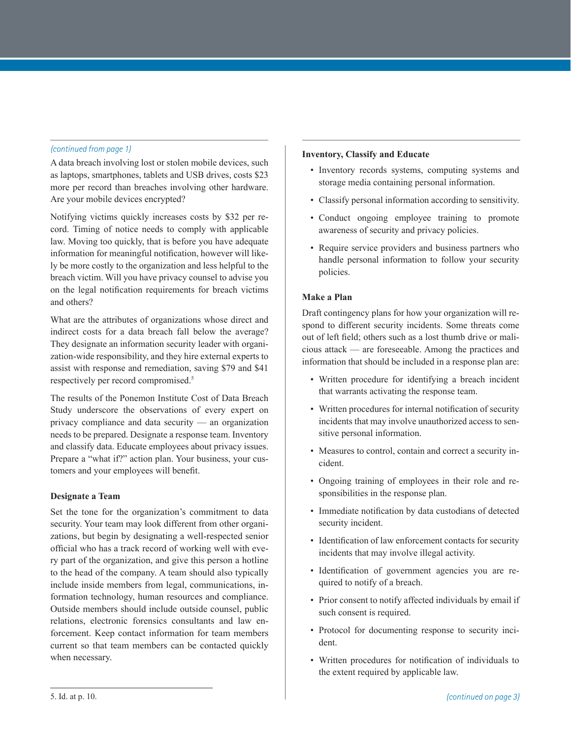*(continued from page 1)*

A data breach involving lost or stolen mobile devices, such as laptops, smartphones, tablets and USB drives, costs $23 more per record than breaches involving other hardware. Are your mobile devices encrypted?

Notifying victims quickly increases costs by $32 per record. Timing of notice needs to comply with applicable law. Moving too quickly, that is before you have adequate information for meaningful notification, however will likely be more costly to the organization and less helpful to the breach victim. Will you have privacy counsel to advise you on the legal notification requirements for breach victims and others?

What are the attributes of organizations whose direct and indirect costs for a data breach fall below the average? They designate an information security leader with organization-wide responsibility, and they hire external experts to assist with response and remediation, saving $79 and $41 respectively per record compromised.[5]

The results of the Ponemon Institute Cost of Data Breach Study underscore the observations of every expert on privacy compliance and data security — an organization needs to be prepared. Designate a response team. Inventory and classify data. Educate employees about privacy issues. Prepare a "what if?" action plan. Your business, your customers and your employees will benefit.

**Designate a Team**

Set the tone for the organization's commitment to data security. Your team may look different from other organizations, but begin by designating a well-respected senior official who has a track record of working well with every part of the organization, and give this person a hotline to the head of the company. A team should also typically include inside members from legal, communications, information technology, human resources and compliance. Outside members should include outside counsel, public relations, electronic forensics consultants and law enforcement. Keep contact information for team members current so that team members can be contacted quickly when necessary.

**Inventory, Classify and Educate**

- Inventory records systems, computing systems and storage media containing personal information.
- Classify personal information according to sensitivity.
- Conduct ongoing employee training to promote awareness of security and privacy policies.
- Require service providers and business partners who handle personal information to follow your security policies.

**Make a Plan**

Draft contingency plans for how your organization will respond to different security incidents. Some threats come out of left field; others such as a lost thumb drive or malicious attack — are foreseeable. Among the practices and information that should be included in a response plan are:

- Written procedure for identifying a breach incident that warrants activating the response team.
- Written procedures for internal notification of security incidents that may involve unauthorized access to sensitive personal information.
- Measures to control, contain and correct a security incident.
- Ongoing training of employees in their role and responsibilities in the response plan.
- Immediate notification by data custodians of detected security incident.
- Identification of law enforcement contacts for security incidents that may involve illegal activity.
- Identification of government agencies you are required to notify of a breach.
- Prior consent to notify affected individuals by email if such consent is required.
- Protocol for documenting response to security incident.
- Written procedures for notification of individuals to the extent required by applicable law.

*(continued on page 3)*

5. Id. at p. 10.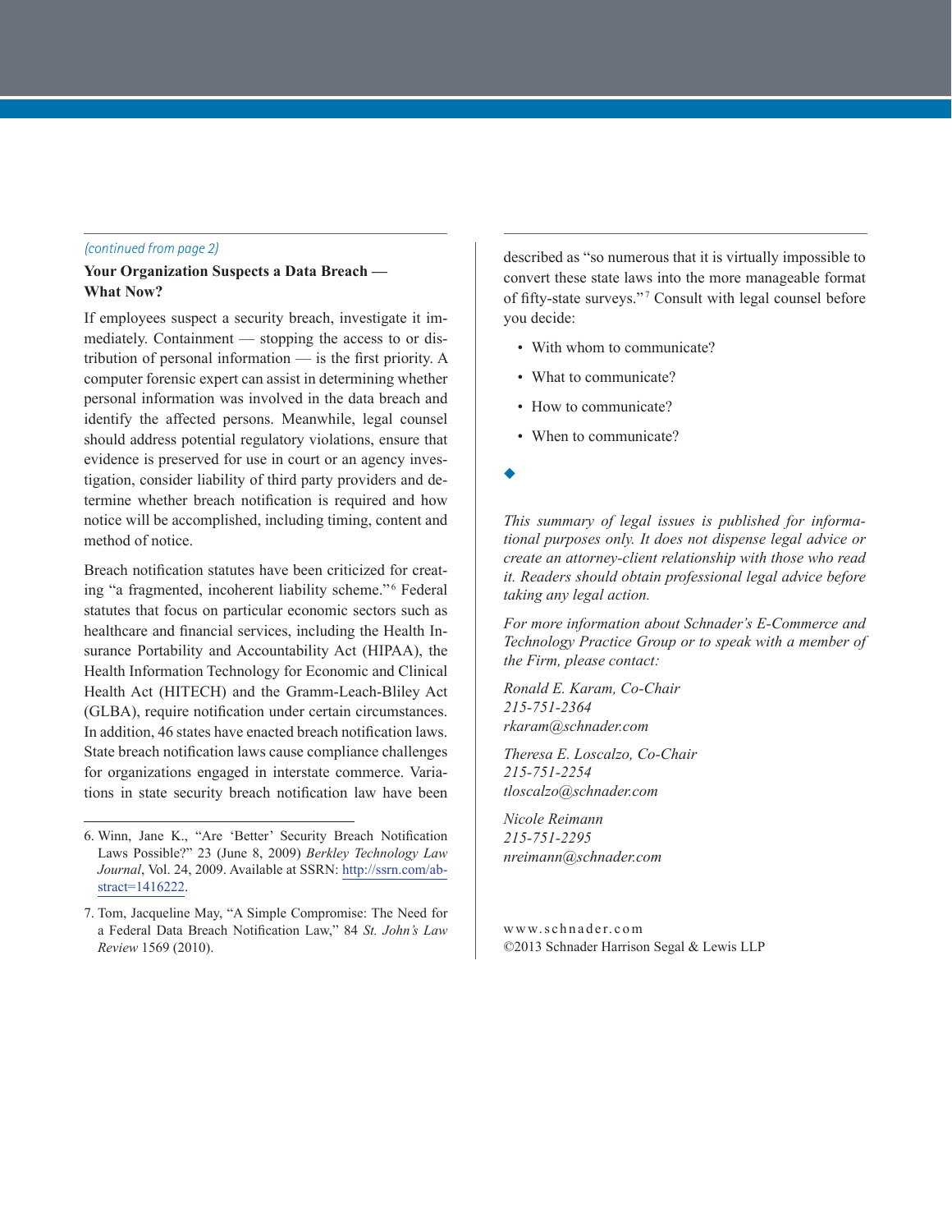*(continued from page 2)*

**Your Organization Suspects a Data Breach — What Now?**

If employees suspect a security breach, investigate it immediately. Containment — stopping the access to or distribution of personal information — is the first priority. A computer forensic expert can assist in determining whether personal information was involved in the data breach and identify the affected persons. Meanwhile, legal counsel should address potential regulatory violations, ensure that evidence is preserved for use in court or an agency investigation, consider liability of third party providers and determine whether breach notification is required and how notice will be accomplished, including timing, content and method of notice.

Breach notification statutes have been criticized for creating "a fragmented, incoherent liability scheme."[6] Federal statutes that focus on particular economic sectors such as healthcare and financial services, including the Health Insurance Portability and Accountability Act (HIPAA), the Health Information Technology for Economic and Clinical Health Act (HITECH) and the Gramm-Leach-Bliley Act (GLBA), require notification under certain circumstances. In addition, 46 states have enacted breach notification laws. State breach notification laws cause compliance challenges for organizations engaged in interstate commerce. Variations in state security breach notification law have been described as "so numerous that it is virtually impossible to convert these state laws into the more manageable format of fifty-state surveys."[7] Consult with legal counsel before you decide:

- With whom to communicate?
- What to communicate?
- How to communicate?
- When to communicate?

◆

*This summary of legal issues is published for informational purposes only. It does not dispense legal advice or create an attorney-client relationship with those who read it. Readers should obtain professional legal advice before taking any legal action.*

*For more information about Schnader's E-Commerce and Technology Practice Group or to speak with a member of the Firm, please contact:*

*Ronald E. Karam, Co-Chair*
*215-751-2364*
*rkaram@schnader.com*

*Theresa E. Loscalzo, Co-Chair*
*215-751-2254*
*tloscalzo@schnader.com*

*Nicole Reimann*
*215-751-2295*
*nreimann@schnader.com*

www.schnader.com
©2013 Schnader Harrison Segal & Lewis LLP

---

6. Winn, Jane K., "Are 'Better' Security Breach Notification Laws Possible?" 23 (June 8, 2009) *Berkley Technology Law Journal*, Vol. 24, 2009. Available at SSRN: http://ssrn.com/abstract=1416222.

7. Tom, Jacqueline May, "A Simple Compromise: The Need for a Federal Data Breach Notification Law," 84 *St. John's Law Review* 1569 (2010).